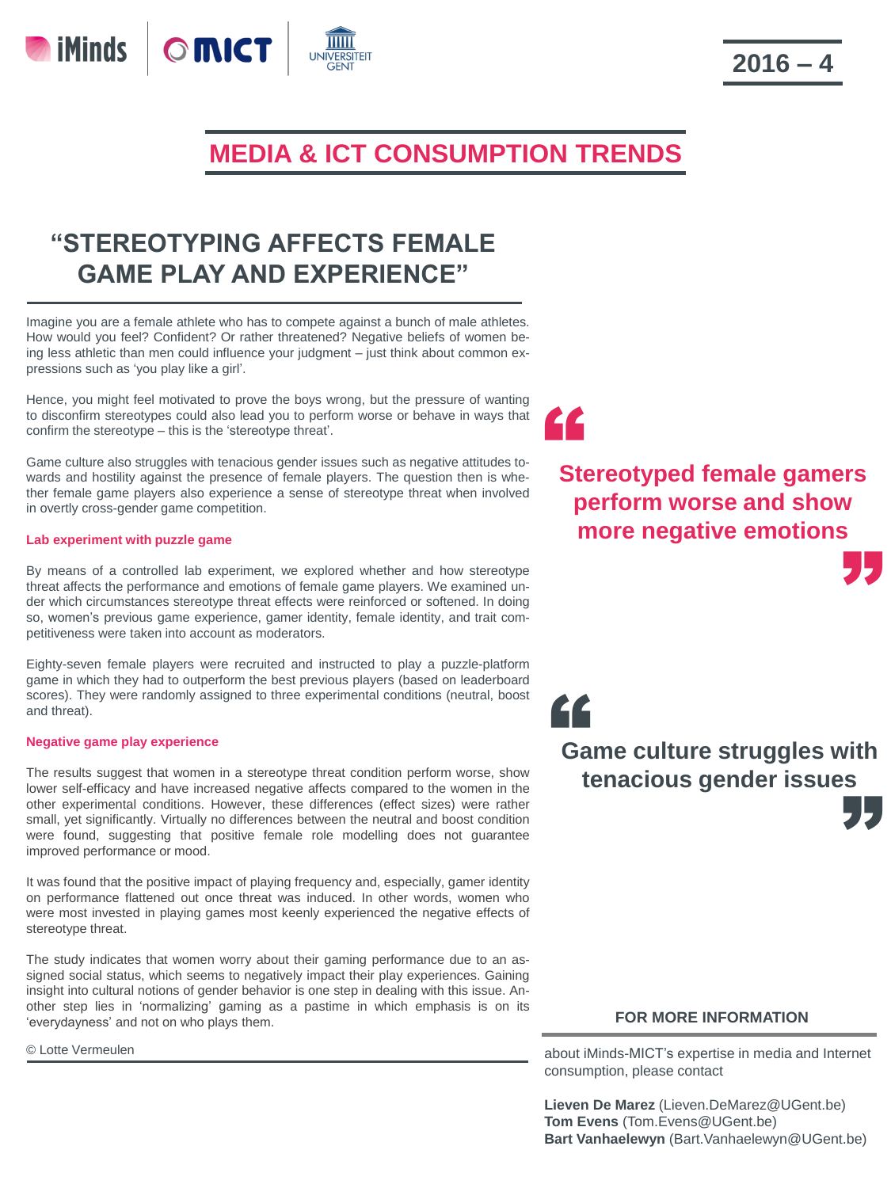2016 – 4

# MEDIA & ICT CONSUMPTION TRENDS

## "STEREOTYPING AFFECTS FEMALE GAME PLAY AND EXPERIENCE"

Imagine you are a female athlete who has to compete against a bunch of male athletes. How would you feel? Confident? Or rather threatened? Negative beliefs of women being less athletic than men could influence your judgment – just think about common expressions such as 'you play like a girl'.

Hence, you might feel motivated to prove the boys wrong, but the pressure of wanting to disconfirm stereotypes could also lead you to perform worse or behave in ways that confirm the stereotype – this is the 'stereotype threat'.

Game culture also struggles with tenacious gender issues such as negative attitudes towards and hostility against the presence of female players. The question then is whether female game players also experience a sense of stereotype threat when involved in overtly cross-gender game competition.

### Lab experiment with puzzle game

By means of a controlled lab experiment, we explored whether and how stereotype threat affects the performance and emotions of female game players. We examined under which circumstances stereotype threat effects were reinforced or softened. In doing so, women's previous game experience, gamer identity, female identity, and trait competitiveness were taken into account as moderators.

Eighty-seven female players were recruited and instructed to play a puzzle-platform game in which they had to outperform the best previous players (based on leaderboard scores). They were randomly assigned to three experimental conditions (neutral, boost and threat).

### Negative game play experience

The results suggest that women in a stereotype threat condition perform worse, show lower self-efficacy and have increased negative affects compared to the women in the other experimental conditions. However, these differences (effect sizes) were rather small, yet significantly. Virtually no differences between the neutral and boost condition were found, suggesting that positive female role modelling does not guarantee improved performance or mood.

It was found that the positive impact of playing frequency and, especially, gamer identity on performance flattened out once threat was induced. In other words, women who were most invested in playing games most keenly experienced the negative effects of stereotype threat.

The study indicates that women worry about their gaming performance due to an assigned social status, which seems to negatively impact their play experiences. Gaining insight into cultural notions of gender behavior is one step in dealing with this issue. Another step lies in 'normalizing' gaming as a pastime in which emphasis is on its 'everydayness' and not on who plays them.

© Lotte Vermeulen

> **"Stereotyped female gamers perform worse and show more negative emotions"**

> **"Game culture struggles with tenacious gender issues"**

### FOR MORE INFORMATION

about iMinds-MICT's expertise in media and Internet consumption, please contact

**Lieven De Marez** (Lieven.DeMarez@UGent.be)
**Tom Evens** (Tom.Evens@UGent.be)
**Bart Vanhaelewyn** (Bart.Vanhaelewyn@UGent.be)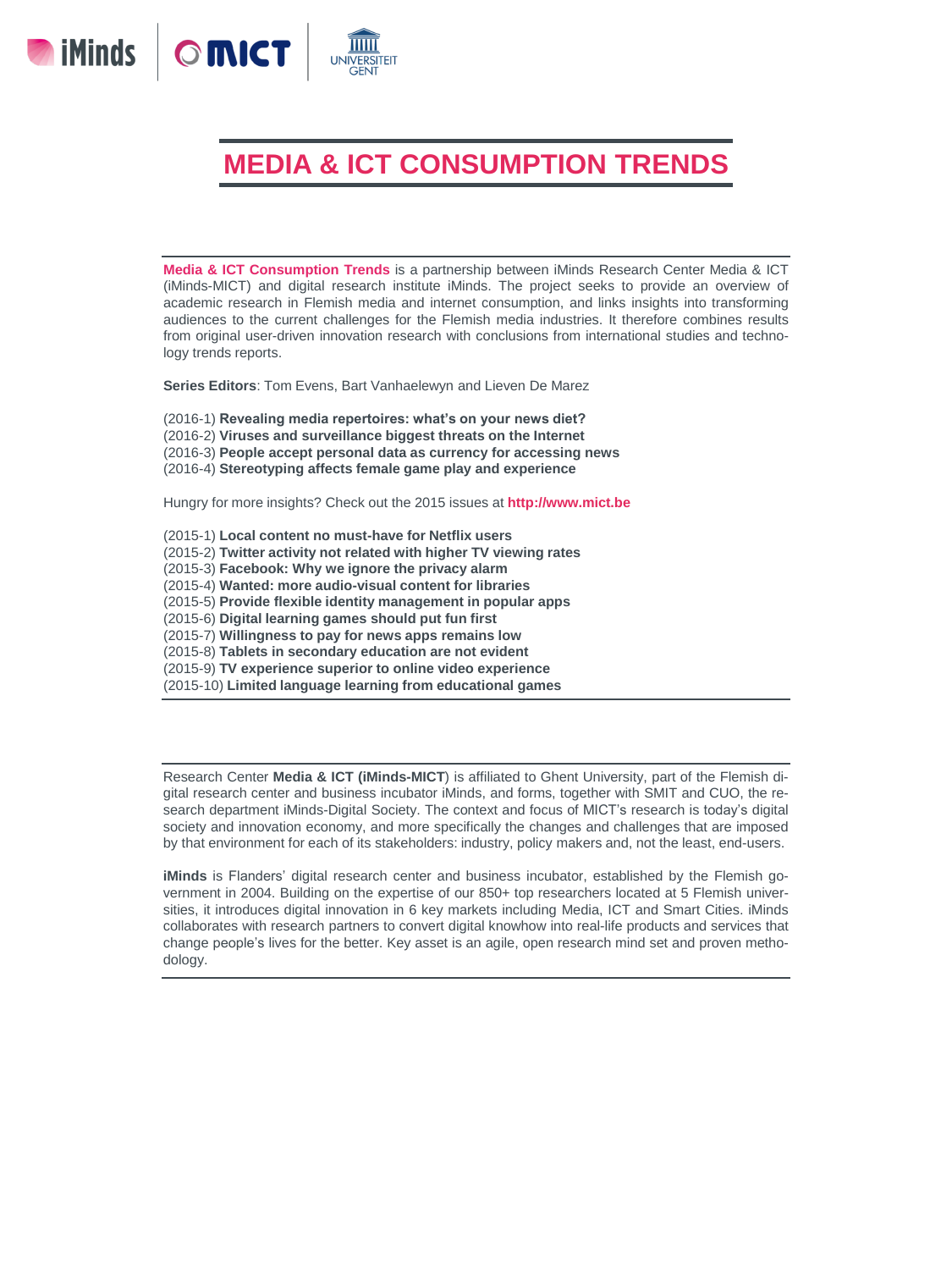# MEDIA & ICT CONSUMPTION TRENDS

**Media & ICT Consumption Trends** is a partnership between iMinds Research Center Media & ICT (iMinds-MICT) and digital research institute iMinds. The project seeks to provide an overview of academic research in Flemish media and internet consumption, and links insights into transforming audiences to the current challenges for the Flemish media industries. It therefore combines results from original user-driven innovation research with conclusions from international studies and technology trends reports.

**Series Editors**: Tom Evens, Bart Vanhaelewyn and Lieven De Marez

(2016-1) **Revealing media repertoires: what's on your news diet?**
(2016-2) **Viruses and surveillance biggest threats on the Internet**
(2016-3) **People accept personal data as currency for accessing news**
(2016-4) **Stereotyping affects female game play and experience**

Hungry for more insights? Check out the 2015 issues at **http://www.mict.be**

(2015-1) **Local content no must-have for Netflix users**
(2015-2) **Twitter activity not related with higher TV viewing rates**
(2015-3) **Facebook: Why we ignore the privacy alarm**
(2015-4) **Wanted: more audio-visual content for libraries**
(2015-5) **Provide flexible identity management in popular apps**
(2015-6) **Digital learning games should put fun first**
(2015-7) **Willingness to pay for news apps remains low**
(2015-8) **Tablets in secondary education are not evident**
(2015-9) **TV experience superior to online video experience**
(2015-10) **Limited language learning from educational games**

Research Center **Media & ICT (iMinds-MICT**) is affiliated to Ghent University, part of the Flemish digital research center and business incubator iMinds, and forms, together with SMIT and CUO, the research department iMinds-Digital Society. The context and focus of MICT's research is today's digital society and innovation economy, and more specifically the changes and challenges that are imposed by that environment for each of its stakeholders: industry, policy makers and, not the least, end-users.

**iMinds** is Flanders' digital research center and business incubator, established by the Flemish government in 2004. Building on the expertise of our 850+ top researchers located at 5 Flemish universities, it introduces digital innovation in 6 key markets including Media, ICT and Smart Cities. iMinds collaborates with research partners to convert digital knowhow into real-life products and services that change people's lives for the better. Key asset is an agile, open research mind set and proven methodology.